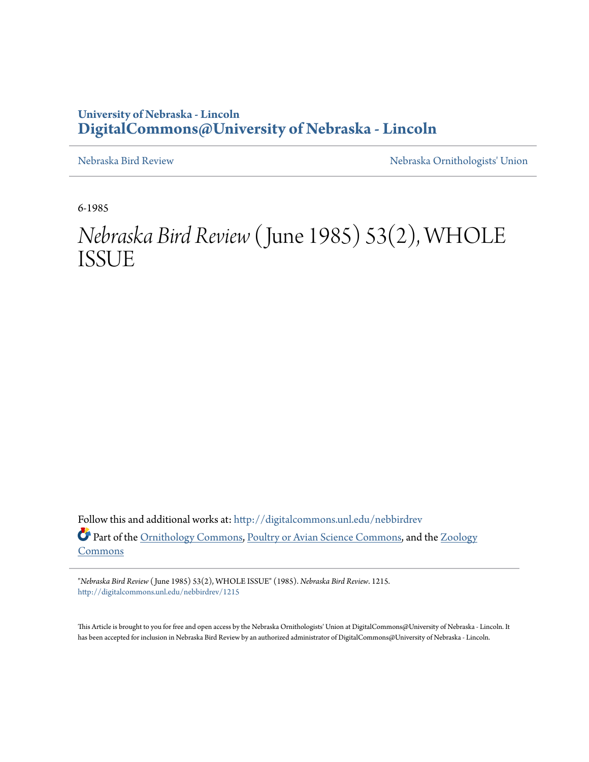University of Nebraska - Lincoln
**DigitalCommons@University of Nebraska - Lincoln**

Nebraska Bird Review

Nebraska Ornithologists' Union

6-1985

# *Nebraska Bird Review* ( June 1985) 53(2), WHOLE ISSUE

Follow this and additional works at: http://digitalcommons.unl.edu/nebbirdrev

Part of the Ornithology Commons, Poultry or Avian Science Commons, and the Zoology Commons

"*Nebraska Bird Review* ( June 1985) 53(2), WHOLE ISSUE" (1985). *Nebraska Bird Review*. 1215.
http://digitalcommons.unl.edu/nebbirdrev/1215

This Article is brought to you for free and open access by the Nebraska Ornithologists' Union at DigitalCommons@University of Nebraska - Lincoln. It has been accepted for inclusion in Nebraska Bird Review by an authorized administrator of DigitalCommons@University of Nebraska - Lincoln.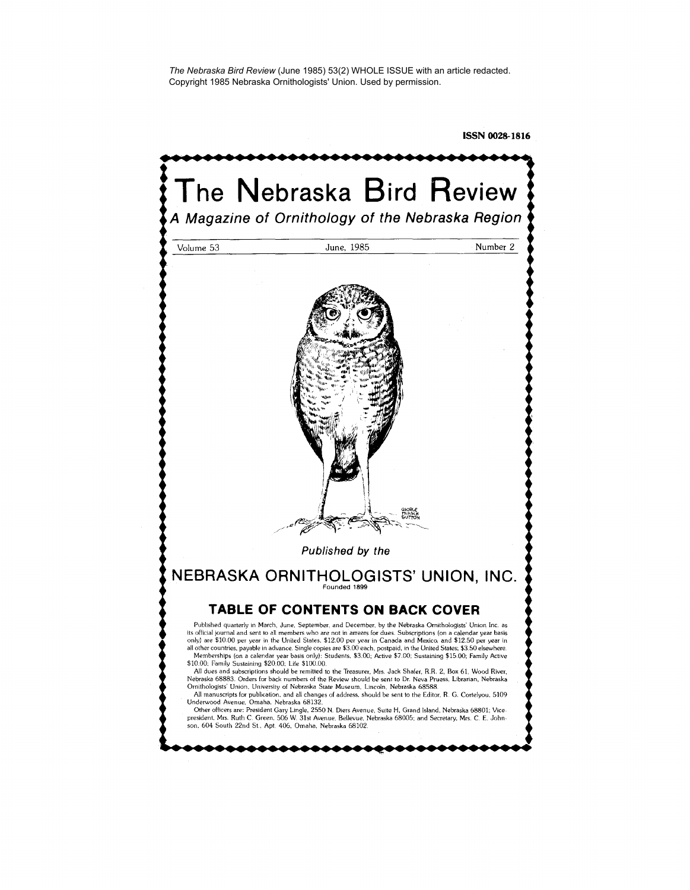*The Nebraska Bird Review* (June 1985) 53(2) WHOLE ISSUE with an article redacted.
Copyright 1985 Nebraska Ornithologists' Union. Used by permission.

**ISSN 0028-1816**

# The Nebraska Bird Review

## *A Magazine of Ornithology of the Nebraska Region*

Volume 53 June, 1985 Number 2

*Published by the*

## NEBRASKA ORNITHOLOGISTS' UNION, INC.

Founded 1899

### TABLE OF CONTENTS ON BACK COVER

Published quarterly in March, June, September, and December, by the Nebraska Ornithologists' Union Inc. as its official journal and sent to all members who are not in arrears for dues. Subscriptions (on a calendar year basis only) are $10.00 per year in the United States, $12.00 per year in Canada and Mexico, and $12.50 per year in all other countries, payable in advance. Single copies are $3.00 each, postpaid, in the United States; $3.50 elsewhere.

Memberships (on a calendar year basis only): Students, $3.00; Active $7.00; Sustaining $15.00; Family Active $10.00; Family Sustaining $20.00; Life $100.00.

All dues and subscriptions should be remitted to the Treasurer, Mrs. Jack Shafer, R.R. 2, Box 61, Wood River, Nebraska 68883. Orders for back numbers of the Review should be sent to Dr. Neva Pruess, Librarian, Nebraska Ornithologists' Union, University of Nebraska State Museum, Lincoln, Nebraska 68588.

All manuscripts for publication, and all changes of address, should be sent to the Editor, R. G. Cortelyou, 5109 Underwood Avenue, Omaha, Nebraska 68132.

Other officers are: President Gary Lingle, 2550 N. Diers Avenue, Suite H, Grand Island, Nebraska 68801; Vice-president, Mrs. Ruth C. Green, 506 W. 31st Avenue, Bellevue, Nebraska 68005; and Secretary, Mrs. C. E. Johnson, 604 South 22nd St., Apt. 406, Omaha, Nebraska 68102.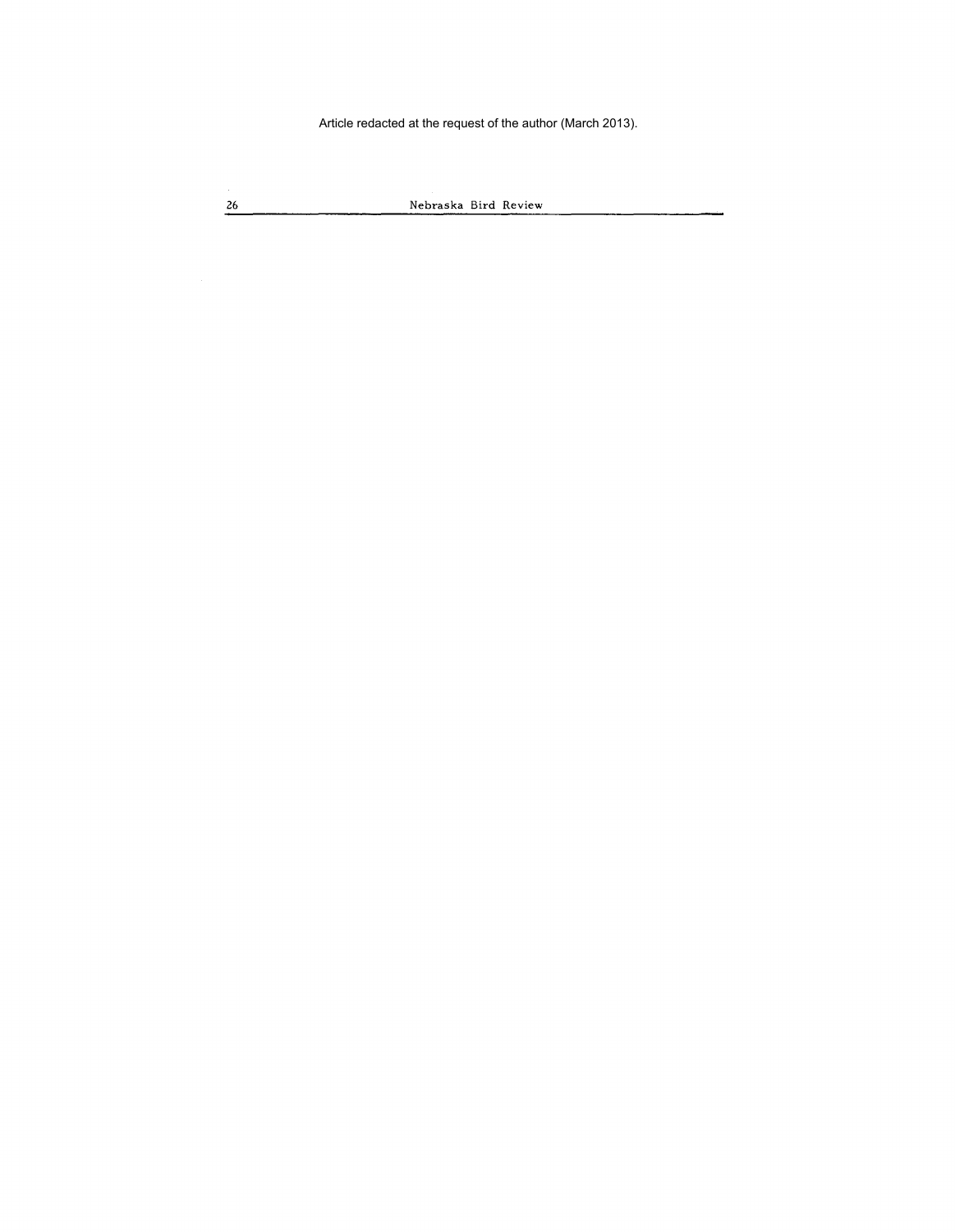Article redacted at the request of the author (March 2013).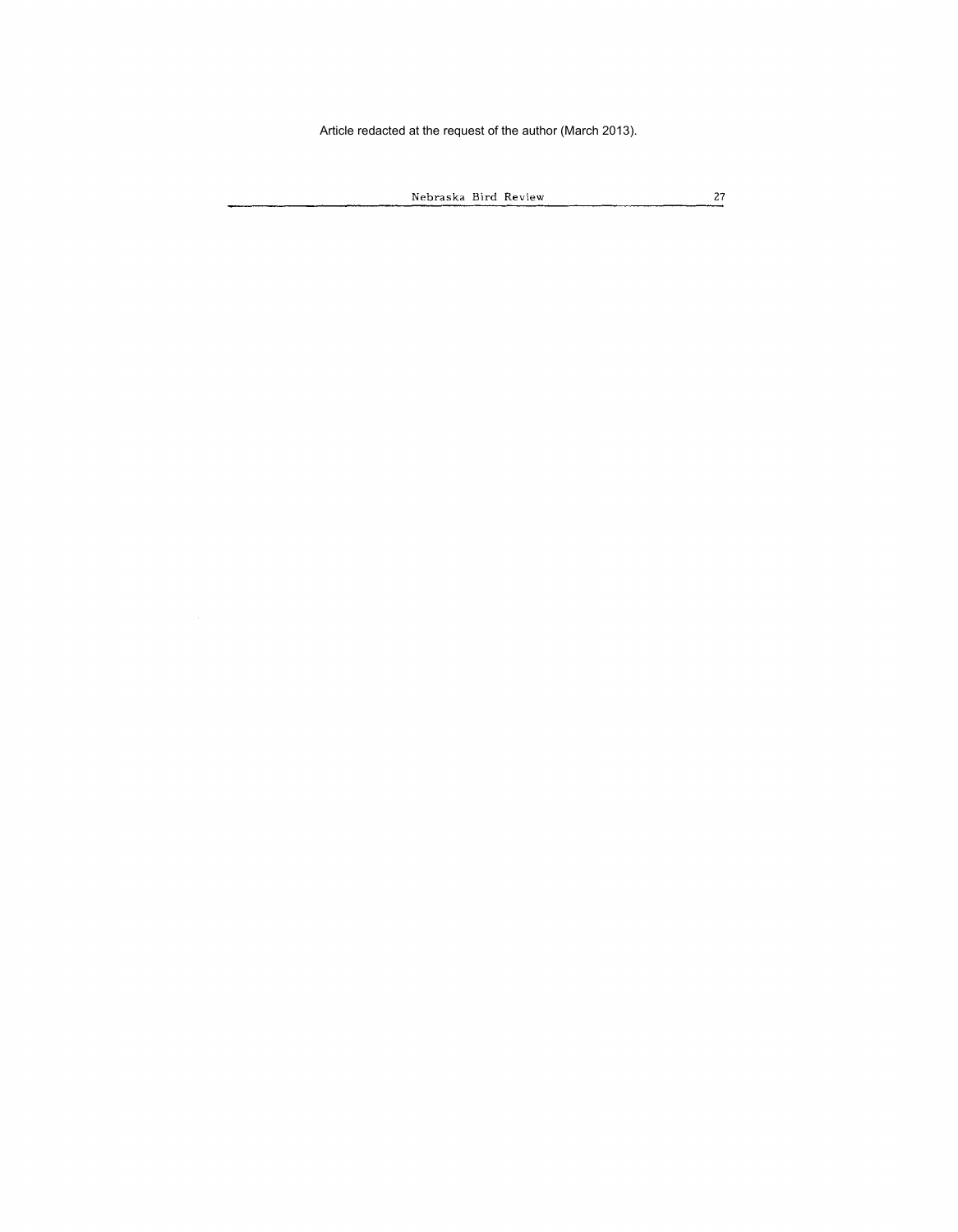Article redacted at the request of the author (March 2013).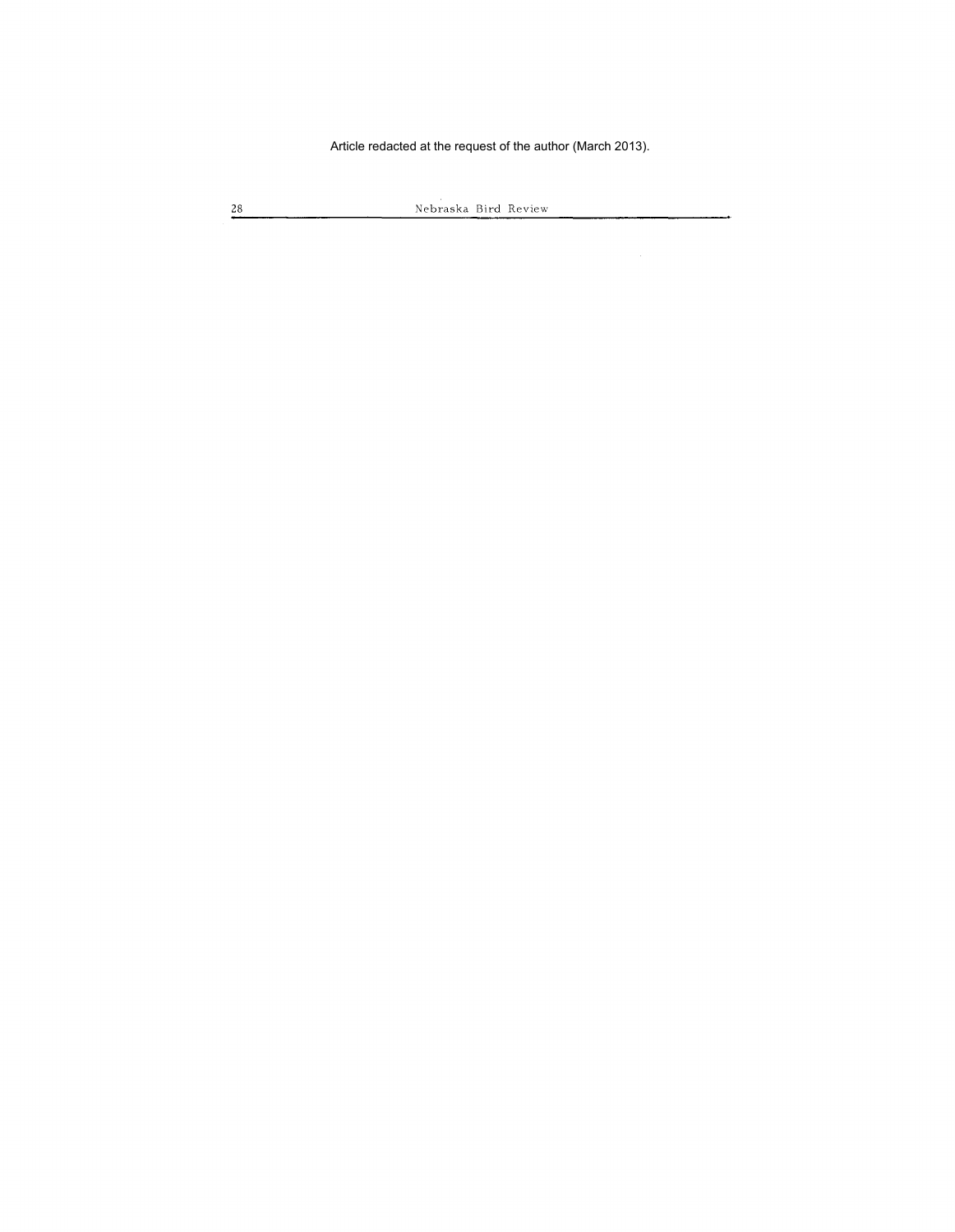Article redacted at the request of the author (March 2013).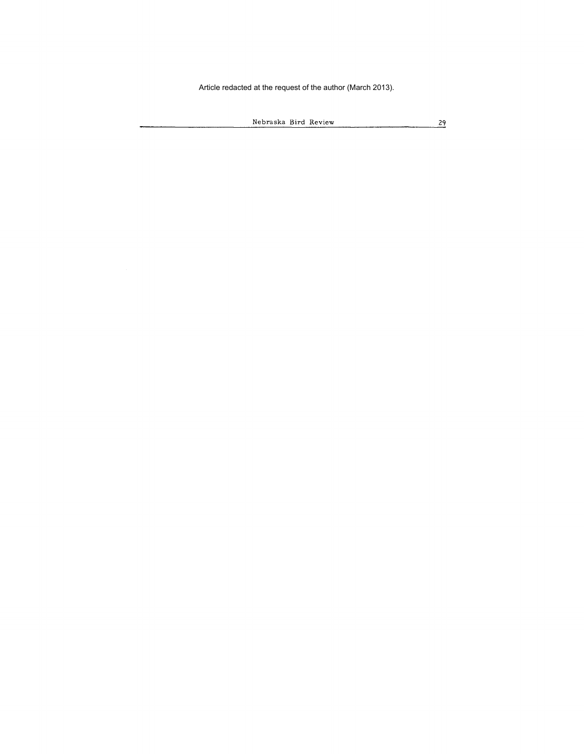Article redacted at the request of the author (March 2013).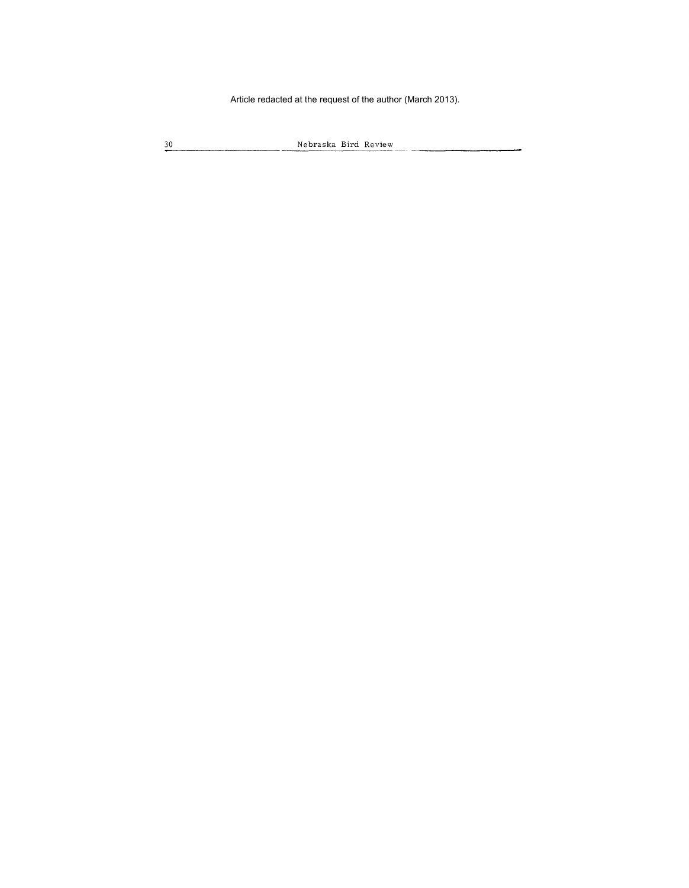Article redacted at the request of the author (March 2013).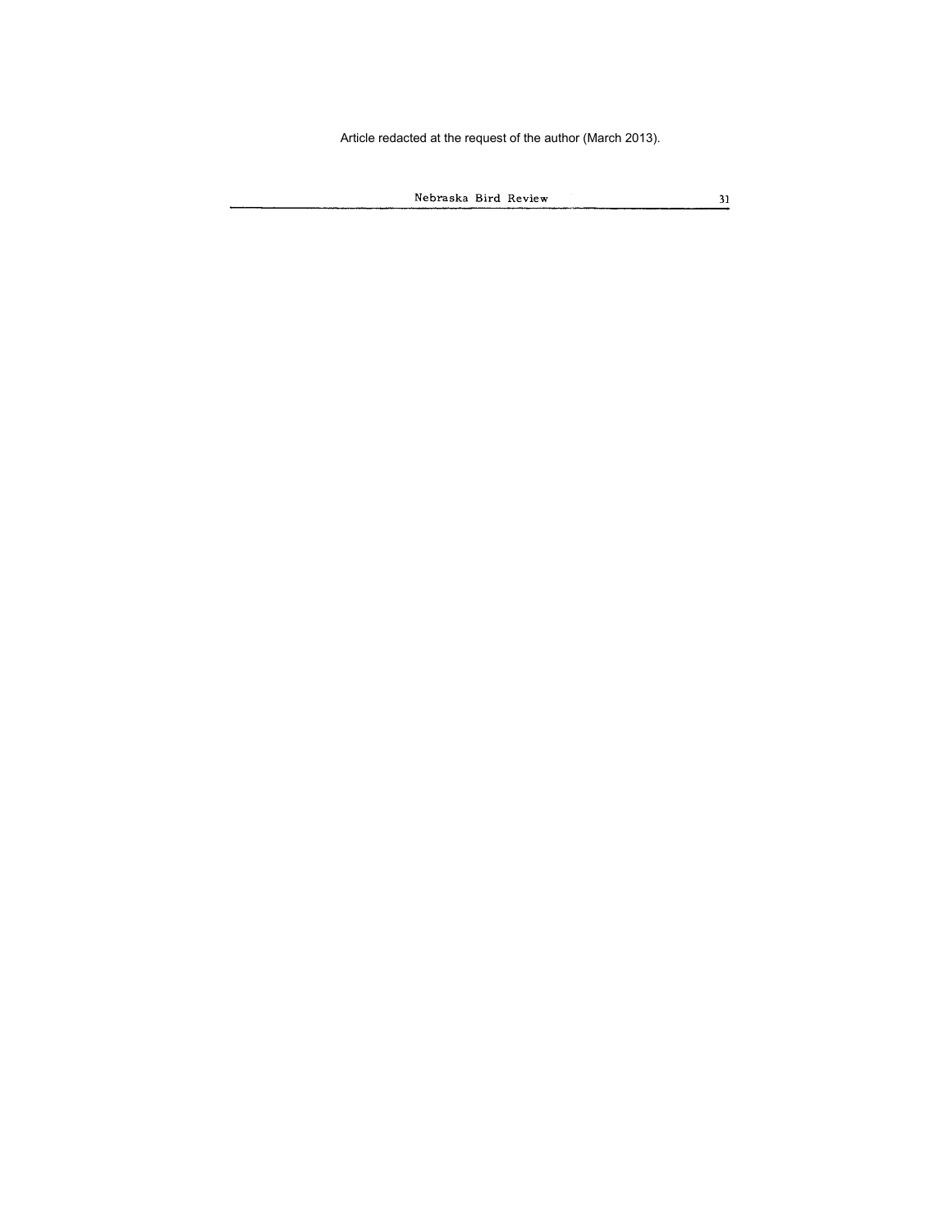Article redacted at the request of the author (March 2013).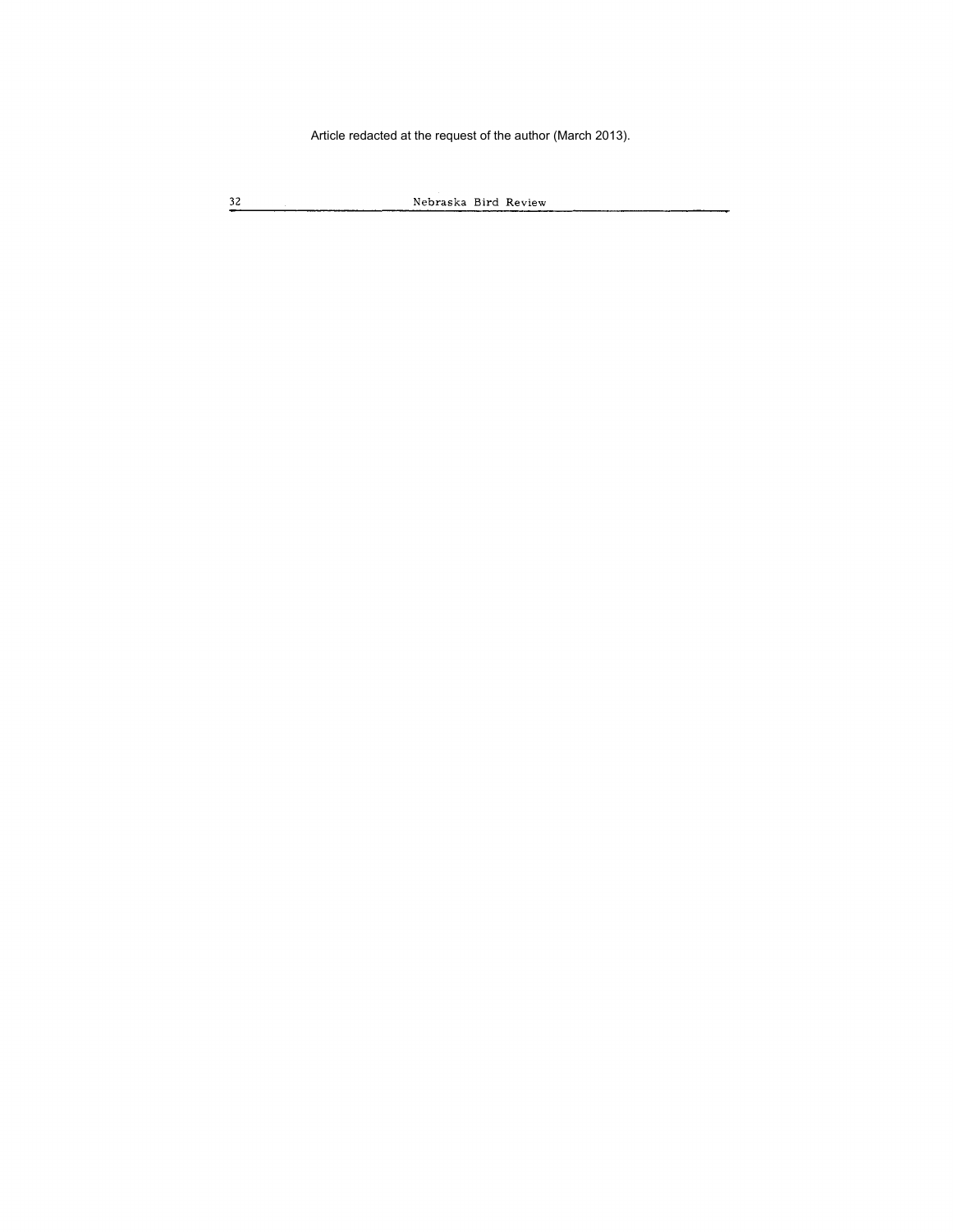Article redacted at the request of the author (March 2013).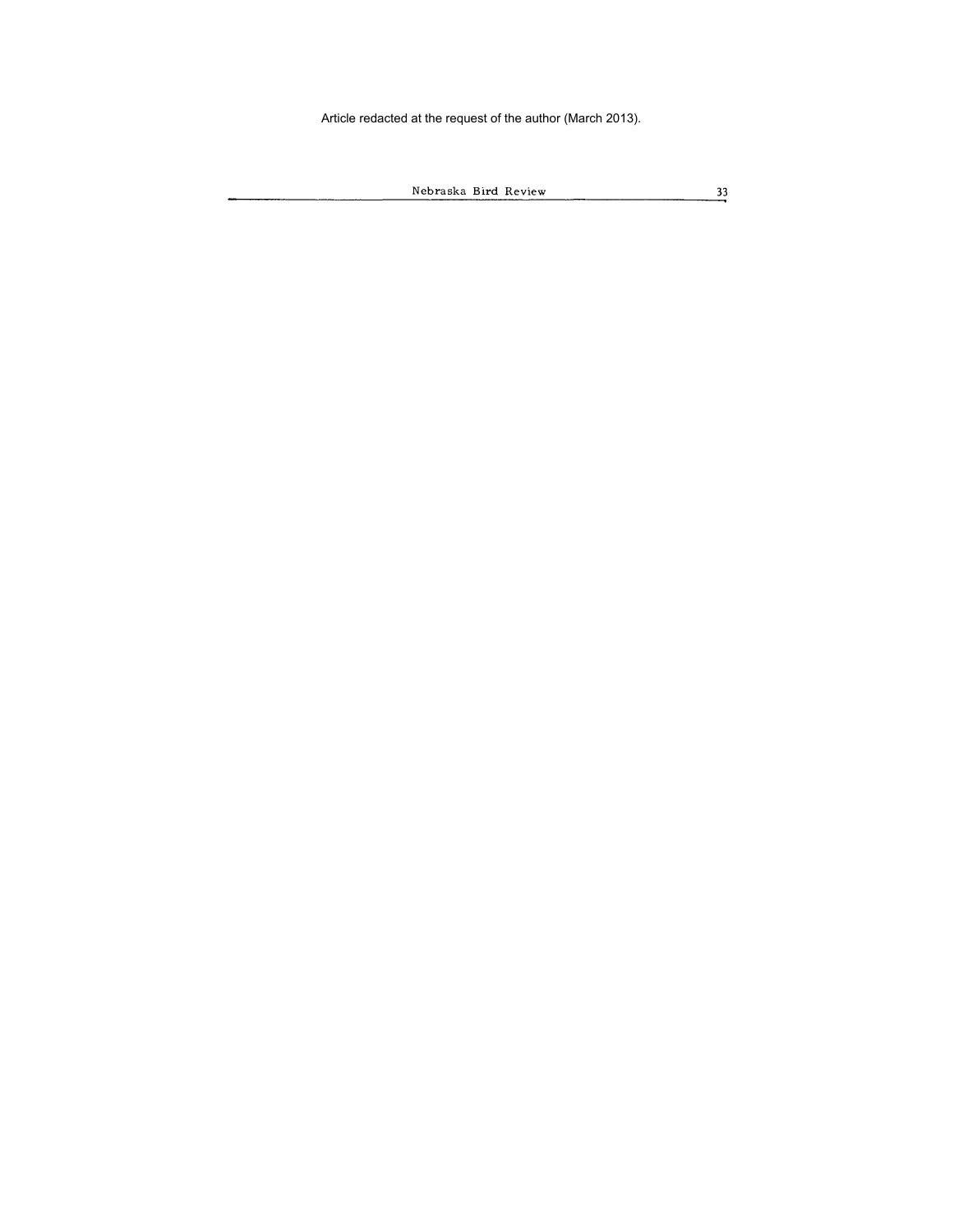Article redacted at the request of the author (March 2013).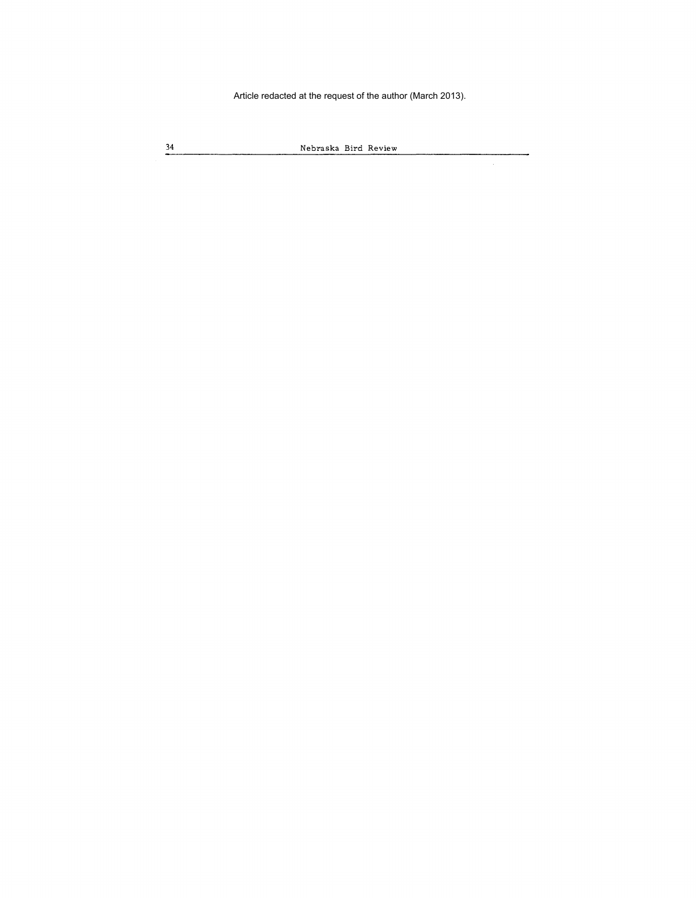Article redacted at the request of the author (March 2013).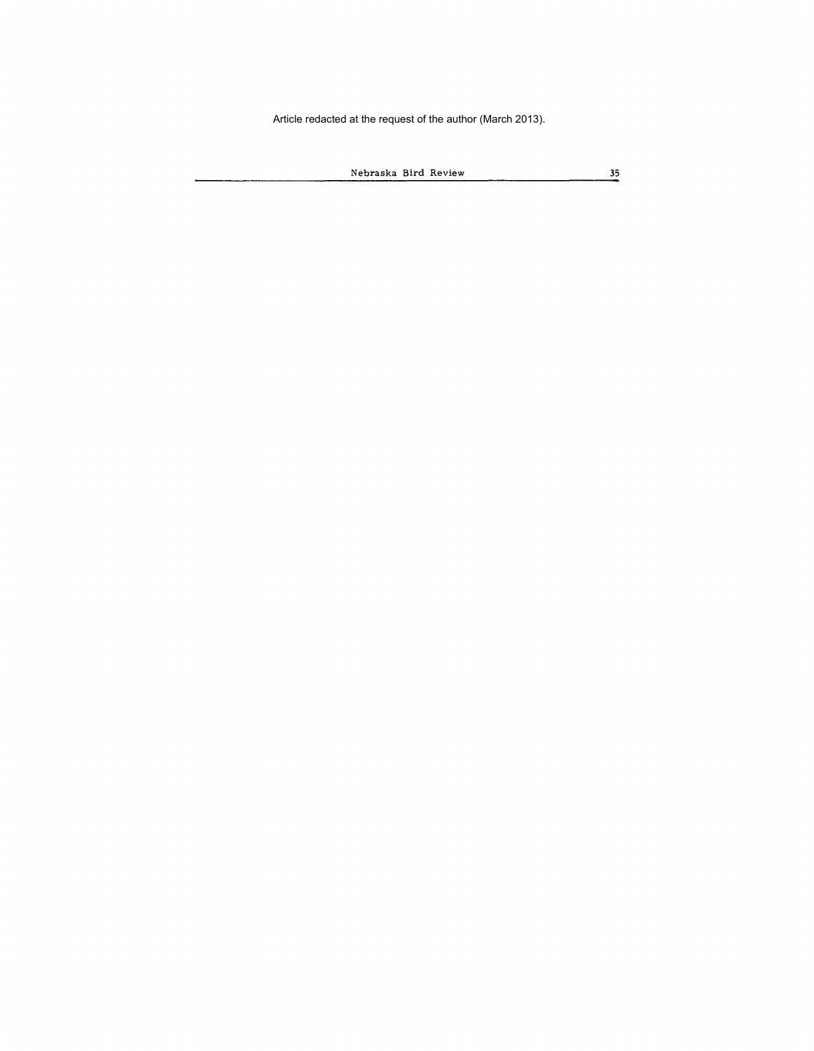Article redacted at the request of the author (March 2013).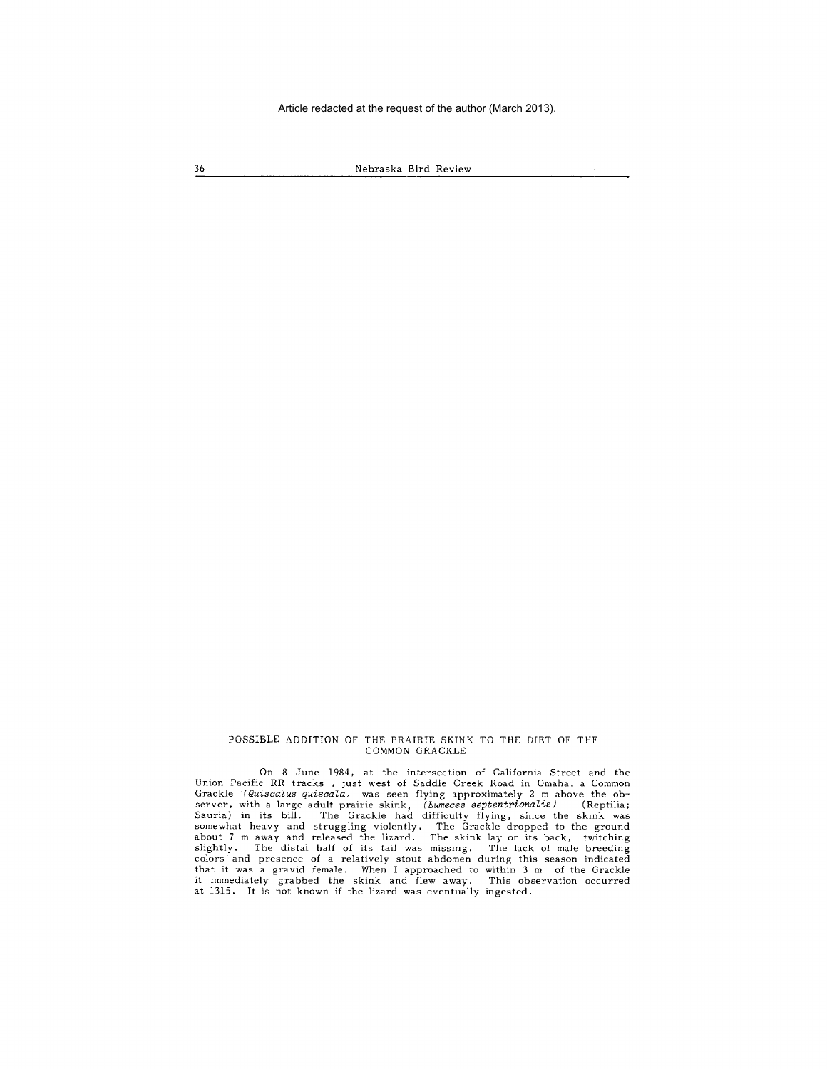Article redacted at the request of the author (March 2013).

## POSSIBLE ADDITION OF THE PRAIRIE SKINK TO THE DIET OF THE COMMON GRACKLE

On 8 June 1984, at the intersection of California Street and the Union Pacific RR tracks , just west of Saddle Creek Road in Omaha, a Common Grackle *(Quiscalus quiscala)* was seen flying approximately 2 m above the observer, with a large adult prairie skink, *(Eumeces septentrionalis)* (Reptilia; Sauria) in its bill. The Grackle had difficulty flying, since the skink was somewhat heavy and struggling violently. The Grackle dropped to the ground about 7 m away and released the lizard. The skink lay on its back, twitching slightly. The distal half of its tail was missing. The lack of male breeding colors and presence of a relatively stout abdomen during this season indicated that it was a gravid female. When I approached to within 3 m of the Grackle it immediately grabbed the skink and flew away. This observation occurred at 1315. It is not known if the lizard was eventually ingested.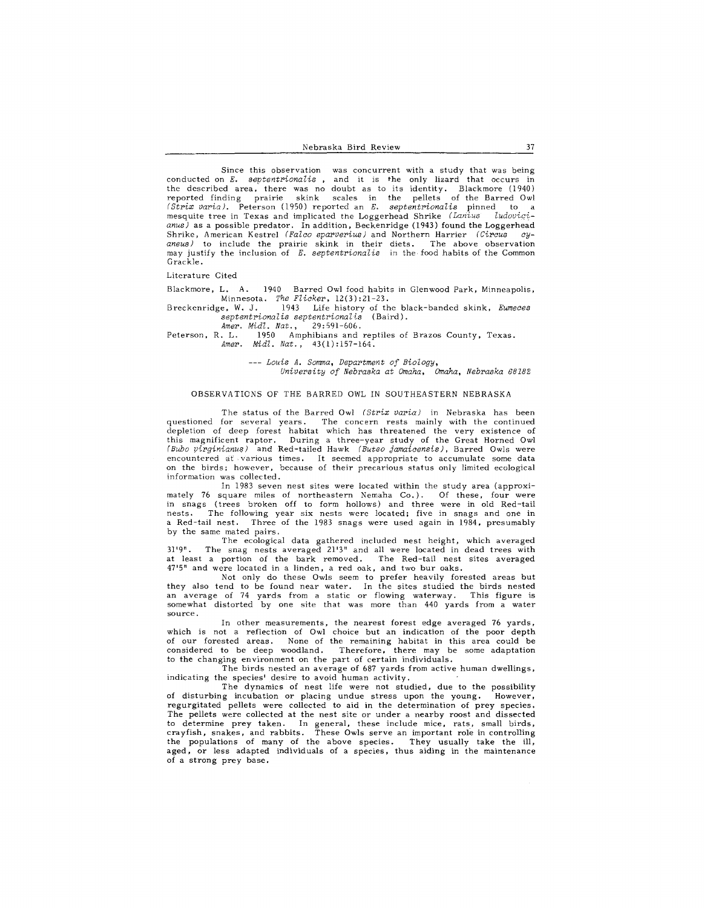Since this observation was concurrent with a study that was being conducted on *E. septentrionalis*, and it is the only lizard that occurs in the described area, there was no doubt as to its identity. Blackmore (1940) reported finding prairie skink scales in the pellets of the Barred Owl (*Strix varia*). Peterson (1950) reported an *E. septentrionalis* pinned to a mesquite tree in Texas and implicated the Loggerhead Shrike (*Lanius ludovicianus*) as a possible predator. In addition, Beckenridge (1943) found the Loggerhead Shrike, American Kestrel (*Falco sparverius*) and Northern Harrier (*Circus cyaneus*) to include the prairie skink in their diets. The above observation may justify the inclusion of *E. septentrionalis* in the food habits of the Common Grackle.

Literature Cited

Blackmore, L. A. 1940 Barred Owl food habits in Glenwood Park, Minneapolis, Minnesota. *The Flicker*, 12(3):21-23.

Breckenridge, W. J. 1943 Life history of the black-banded skink, *Eumeces septentrionalis septentrionalis* (Baird). *Amer. Midl. Nat.*, 29:591-606.

Peterson, R. L. 1950 Amphibians and reptiles of Brazos County, Texas. *Amer. Midl. Nat.*, 43(1):157-164.

--- *Louis A. Somma, Department of Biology, University of Nebraska at Omaha, Omaha, Nebraska 68182*

## OBSERVATIONS OF THE BARRED OWL IN SOUTHEASTERN NEBRASKA

The status of the Barred Owl (*Strix varia*) in Nebraska has been questioned for several years. The concern rests mainly with the continued depletion of deep forest habitat which has threatened the very existence of this magnificent raptor. During a three-year study of the Great Horned Owl (*Bubo virginianus*) and Red-tailed Hawk (*Buteo jamaicensis*), Barred Owls were encountered at various times. It seemed appropriate to accumulate some data on the birds; however, because of their precarious status only limited ecological information was collected.

In 1983 seven nest sites were located within the study area (approximately 76 square miles of northeastern Nemaha Co.). Of these, four were in snags (trees broken off to form hollows) and three were in old Red-tail nests. The following year six nests were located; five in snags and one in a Red-tail nest. Three of the 1983 snags were used again in 1984, presumably by the same mated pairs.

The ecological data gathered included nest height, which averaged 31'9". The snag nests averaged 21'3" and all were located in dead trees with at least a portion of the bark removed. The Red-tail nest sites averaged 47'5" and were located in a linden, a red oak, and two bur oaks.

Not only do these Owls seem to prefer heavily forested areas but they also tend to be found near water. In the sites studied the birds nested an average of 74 yards from a static or flowing waterway. This figure is somewhat distorted by one site that was more than 440 yards from a water source.

In other measurements, the nearest forest edge averaged 76 yards, which is not a reflection of Owl choice but an indication of the poor depth of our forested areas. None of the remaining habitat in this area could be considered to be deep woodland. Therefore, there may be some adaptation to the changing environment on the part of certain individuals.

The birds nested an average of 687 yards from active human dwellings, indicating the species' desire to avoid human activity.

The dynamics of nest life were not studied, due to the possibility of disturbing incubation or placing undue stress upon the young. However, regurgitated pellets were collected to aid in the determination of prey species. The pellets were collected at the nest site or under a nearby roost and dissected to determine prey taken. In general, these include mice, rats, small birds, crayfish, snakes, and rabbits. These Owls serve an important role in controlling the populations of many of the above species. They usually take the ill, aged, or less adapted individuals of a species, thus aiding in the maintenance of a strong prey base.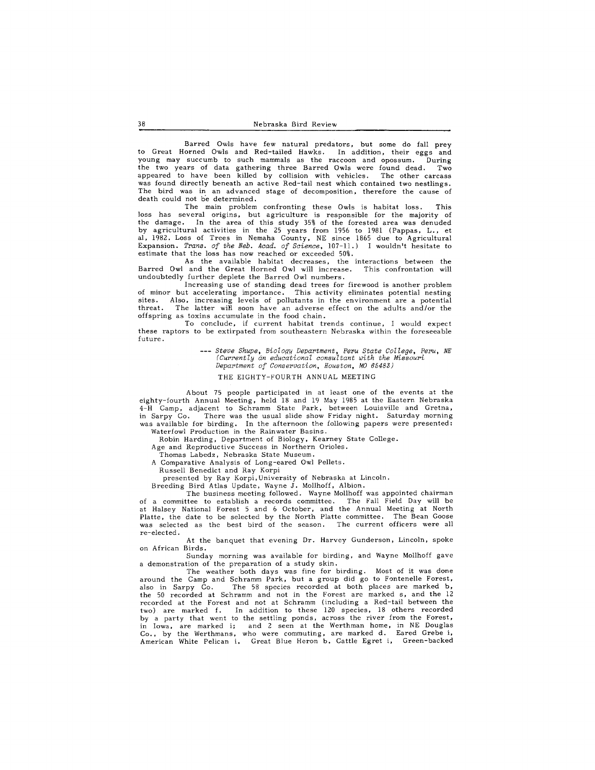Barred Owls have few natural predators, but some do fall prey to Great Horned Owls and Red-tailed Hawks. In addition, their eggs and young may succumb to such mammals as the raccoon and opossum. During the two years of data gathering three Barred Owls were found dead. Two appeared to have been killed by collision with vehicles. The other carcass was found directly beneath an active Red-tail nest which contained two nestlings. The bird was in an advanced stage of decomposition, therefore the cause of death could not be determined.

The main problem confronting these Owls is habitat loss. This loss has several origins, but agriculture is responsible for the majority of the damage. In the area of this study 35% of the forested area was denuded by agricultural activities in the 25 years from 1956 to 1981 (Pappas, L., et al, 1982. Loss of Trees in Nemaha County, NE since 1865 due to Agricultural Expansion. *Trans. of the Neb. Acad. of Science*, 107-11.) I wouldn't hesitate to estimate that the loss has now reached or exceeded 50%.

As the available habitat decreases, the interactions between the Barred Owl and the Great Horned Owl will increase. This confrontation will undoubtedly further deplete the Barred Owl numbers.

Increasing use of standing dead trees for firewood is another problem of minor but accelerating importance. This activity eliminates potential nesting sites. Also, increasing levels of pollutants in the environment are a potential threat. The latter will soon have an adverse effect on the adults and/or the offspring as toxins accumulate in the food chain.

To conclude, if current habitat trends continue, I would expect these raptors to be extirpated from southeastern Nebraska within the foreseeable future.

--- *Steve Shupe, Biology Department, Peru State College, Peru, NE (Currently an educational consultant with the Missouri Department of Conservation, Houston, MO 65483)*

## THE EIGHTY-FOURTH ANNUAL MEETING

About 75 people participated in at least one of the events at the eighty-fourth Annual Meeting, held 18 and 19 May 1985 at the Eastern Nebraska 4-H Camp, adjacent to Schramm State Park, between Louisville and Gretna, in Sarpy Co. There was the usual slide show Friday night. Saturday morning was available for birding. In the afternoon the following papers were presented:

Waterfowl Production in the Rainwater Basins.
Robin Harding, Department of Biology, Kearney State College.

Age and Reproductive Success in Northern Orioles.
Thomas Labedz, Nebraska State Museum.

A Comparative Analysis of Long-eared Owl Pellets.
Russell Benedict and Ray Korpi
presented by Ray Korpi, University of Nebraska at Lincoln.

Breeding Bird Atlas Update, Wayne J. Mollhoff, Albion.

The business meeting followed. Wayne Mollhoff was appointed chairman of a committee to establish a records committee. The Fall Field Day will be at Halsey National Forest 5 and 6 October, and the Annual Meeting at North Platte, the date to be selected by the North Platte committee. The Bean Goose was selected as the best bird of the season. The current officers were all re-elected.

At the banquet that evening Dr. Harvey Gunderson, Lincoln, spoke on African Birds.

Sunday morning was available for birding, and Wayne Mollhoff gave a demonstration of the preparation of a study skin.

The weather both days was fine for birding. Most of it was done around the Camp and Schramm Park, but a group did go to Fontenelle Forest, also in Sarpy Co. The 58 species recorded at both places are marked b, the 50 recorded at Schramm and not in the Forest are marked s, and the 12 recorded at the Forest and not at Schramm (including a Red-tail between the two) are marked f. In addition to these 120 species, 18 others recorded by a party that went to the settling ponds, across the river from the Forest, in Iowa, are marked i; and 2 seen at the Werthman home, in NE Douglas Co., by the Werthmans, who were commuting, are marked d. Eared Grebe i, American White Pelican i, Great Blue Heron b, Cattle Egret i, Green-backed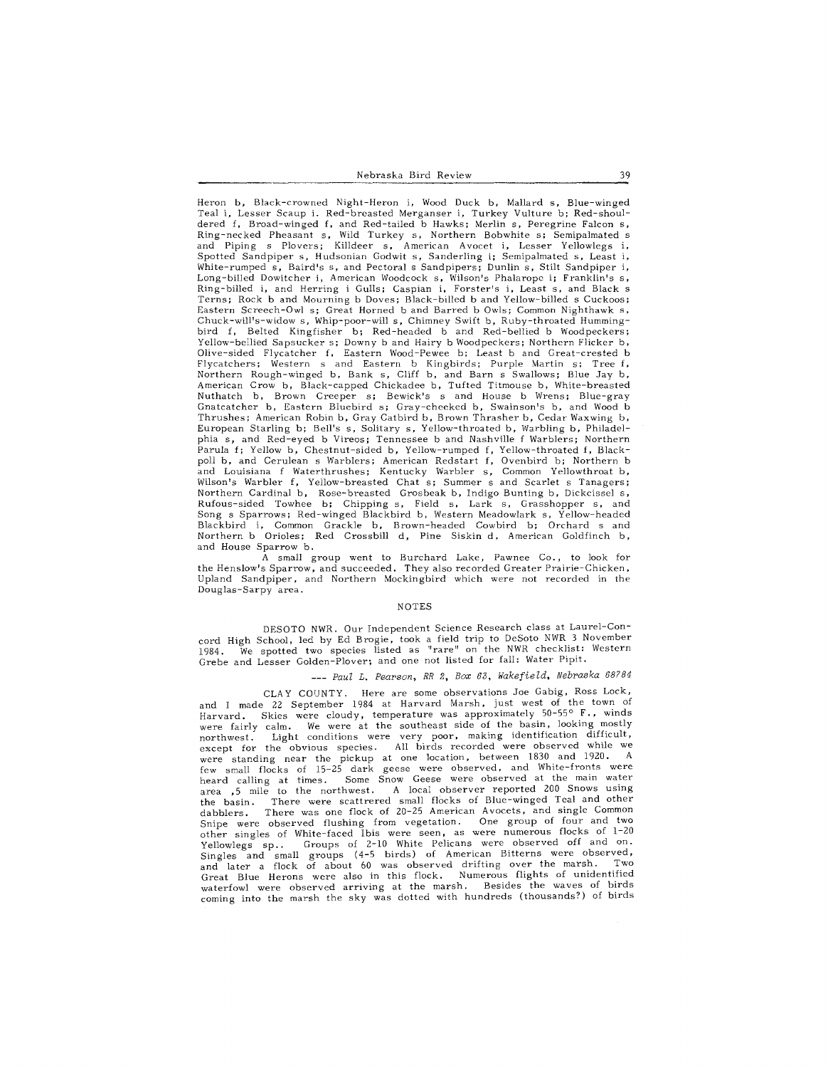Heron b, Black-crowned Night-Heron i, Wood Duck b, Mallard s, Blue-winged Teal i, Lesser Scaup i. Red-breasted Merganser i, Turkey Vulture b; Red-shouldered f, Broad-winged f, and Red-tailed b Hawks; Merlin s, Peregrine Falcon s, Ring-necked Pheasant s, Wild Turkey s, Northern Bobwhite s; Semipalmated s and Piping s Plovers; Killdeer s, American Avocet i, Lesser Yellowlegs i, Spotted Sandpiper s, Hudsonian Godwit s, Sanderling i; Semipalmated s, Least i, White-rumped s, Baird's s, and Pectoral s Sandpipers; Dunlin s, Stilt Sandpiper i, Long-billed Dowitcher i, American Woodcock s, Wilson's Phalarope i; Franklin's s, Ring-billed i, and Herring i Gulls; Caspian i, Forster's i, Least s, and Black s Terns; Rock b and Mourning b Doves; Black-billed b and Yellow-billed s Cuckoos; Eastern Screech-Owl s; Great Horned b and Barred b Owls; Common Nighthawk s, Chuck-will's-widow s, Whip-poor-will s, Chimney Swift b, Ruby-throated Hummingbird f, Belted Kingfisher b; Red-headed b and Red-bellied b Woodpeckers; Yellow-bellied Sapsucker s; Downy b and Hairy b Woodpeckers; Northern Flicker b, Olive-sided Flycatcher f, Eastern Wood-Pewee b; Least b and Great-crested b Flycatchers; Western s and Eastern b Kingbirds; Purple Martin s; Tree f, Northern Rough-winged b, Bank s, Cliff b, and Barn s Swallows; Blue Jay b, American Crow b, Black-capped Chickadee b, Tufted Titmouse b, White-breasted Nuthatch b, Brown Creeper s; Bewick's s and House b Wrens; Blue-gray Gnatcatcher b, Eastern Bluebird s; Gray-cheeked b, Swainson's b, and Wood b Thrushes; American Robin b, Gray Catbird b, Brown Thrasher b, Cedar Waxwing b, European Starling b; Bell's s, Solitary s, Yellow-throated b, Warbling b, Philadelphia s, and Red-eyed b Vireos; Tennessee b and Nashville f Warblers; Northern Parula f; Yellow b, Chestnut-sided b, Yellow-rumped f, Yellow-throated f, Blackpoll b, and Cerulean s Warblers; American Redstart f, Ovenbird b; Northern b and Louisiana f Waterthrushes; Kentucky Warbler s, Common Yellowthroat b, Wilson's Warbler f, Yellow-breasted Chat s; Summer s and Scarlet s Tanagers; Northern Cardinal b, Rose-breasted Grosbeak b, Indigo Bunting b, Dickcissel s, Rufous-sided Towhee b; Chipping s, Field s, Lark s, Grasshopper s, and Song s Sparrows; Red-winged Blackbird b, Western Meadowlark s, Yellow-headed Blackbird i, Common Grackle b, Brown-headed Cowbird b; Orchard s and Northern b Orioles; Red Crossbill d, Pine Siskin d, American Goldfinch b, and House Sparrow b.

A small group went to Burchard Lake, Pawnee Co., to look for the Henslow's Sparrow, and succeeded. They also recorded Greater Prairie-Chicken, Upland Sandpiper, and Northern Mockingbird which were not recorded in the Douglas-Sarpy area.

## NOTES

DESOTO NWR. Our Independent Science Research class at Laurel-Concord High School, led by Ed Brogie, took a field trip to DeSoto NWR 3 November 1984. We spotted two species listed as "rare" on the NWR checklist: Western Grebe and Lesser Golden-Plover; and one not listed for fall: Water Pipit.

--- *Paul L. Pearson, RR 2, Box 63, Wakefield, Nebraska 68784*

CLAY COUNTY. Here are some observations Joe Gabig, Ross Lock, and I made 22 September 1984 at Harvard Marsh, just west of the town of Harvard. Skies were cloudy, temperature was approximately 50-55° F., winds were fairly calm. We were at the southeast side of the basin, looking mostly northwest. Light conditions were very poor, making identification difficult, except for the obvious species. All birds recorded were observed while we were standing near the pickup at one location, between 1830 and 1920. A few small flocks of 15-25 dark geese were observed, and White-fronts were heard calling at times. Some Snow Geese were observed at the main water area ,5 mile to the northwest. A local observer reported 200 Snows using the basin. There were scattrered small flocks of Blue-winged Teal and other dabblers. There was one flock of 20-25 American Avocets, and single Common Snipe were observed flushing from vegetation. One group of four and two other singles of White-faced Ibis were seen, as were numerous flocks of 1-20 Yellowlegs sp.. Groups of 2-10 White Pelicans were observed off and on. Singles and small groups (4-5 birds) of American Bitterns were observed, and later a flock of about 60 was observed drifting over the marsh. Two Great Blue Herons were also in this flock. Numerous flights of unidentified waterfowl were observed arriving at the marsh. Besides the waves of birds coming into the marsh the sky was dotted with hundreds (thousands?) of birds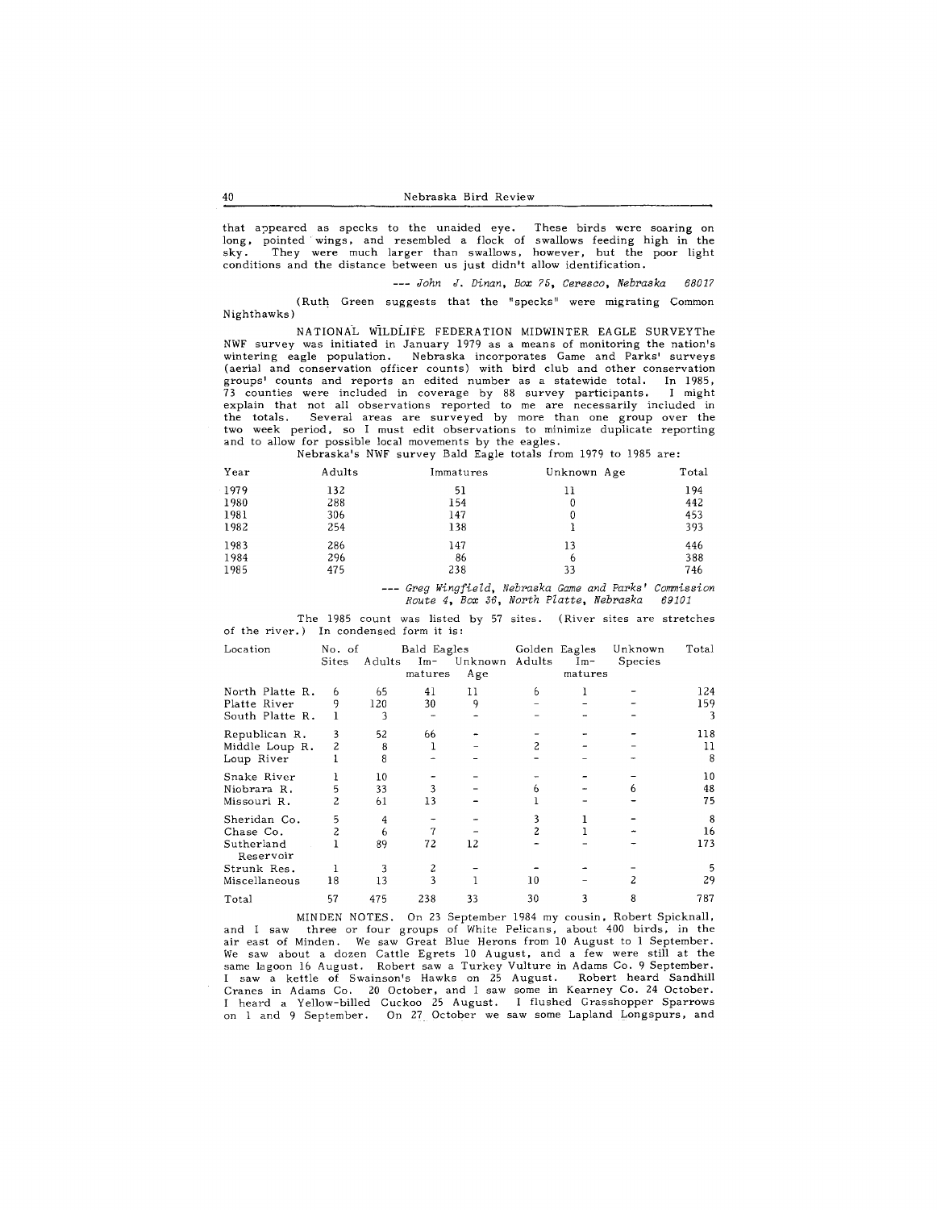that appeared as specks to the unaided eye. These birds were soaring on long, pointed wings, and resembled a flock of swallows feeding high in the sky. They were much larger than swallows, however, but the poor light conditions and the distance between us just didn't allow identification.

--- *John J. Dinan, Box 75, Ceresco, Nebraska 68017*

(Ruth Green suggests that the "specks" were migrating Common Nighthawks)

NATIONAL WILDLIFE FEDERATION MIDWINTER EAGLE SURVEYThe NWF survey was initiated in January 1979 as a means of monitoring the nation's wintering eagle population. Nebraska incorporates Game and Parks' surveys (aerial and conservation officer counts) with bird club and other conservation groups' counts and reports an edited number as a statewide total. In 1985, 73 counties were included in coverage by 88 survey participants. I might explain that not all observations reported to me are necessarily included in the totals. Several areas are surveyed by more than one group over the two week period, so I must edit observations to minimize duplicate reporting and to allow for possible local movements by the eagles.

Nebraska's NWF survey Bald Eagle totals from 1979 to 1985 are:

| Year | Adults | Immatures | Unknown Age | Total |
|---|---|---|---|---|
| 1979 | 132 | 51 | 11 | 194 |
| 1980 | 288 | 154 | 0 | 442 |
| 1981 | 306 | 147 | 0 | 453 |
| 1982 | 254 | 138 | 1 | 393 |
| 1983 | 286 | 147 | 13 | 446 |
| 1984 | 296 | 86 | 6 | 388 |
| 1985 | 475 | 238 | 33 | 746 |

--- *Greg Wingfield, Nebraska Game and Parks' Commission Route 4, Box 36, North Platte, Nebraska 69101*

The 1985 count was listed by 57 sites. (River sites are stretches of the river.) In condensed form it is:

| Location | No. of Sites | Bald Eagles | | | Golden Eagles | | Unknown Species | Total |
|---|---|---|---|---|---|---|---|---|
| | | Adults | Im-matures | Unknown Age | Adults | Im-matures | | |
| North Platte R. | 6 | 65 | 41 | 11 | 6 | 1 | - | 124 |
| Platte River | 9 | 120 | 30 | 9 | - | - | - | 159 |
| South Platte R. | 1 | 3 | - | - | - | - | - | 3 |
| Republican R. | 3 | 52 | 66 | - | - | - | - | 118 |
| Middle Loup R. | 2 | 8 | 1 | - | 2 | - | - | 11 |
| Loup River | 1 | 8 | - | - | - | - | - | 8 |
| Snake River | 1 | 10 | - | - | - | - | - | 10 |
| Niobrara R. | 5 | 33 | 3 | - | 6 | - | 6 | 48 |
| Missouri R. | 2 | 61 | 13 | - | 1 | - | - | 75 |
| Sheridan Co. | 5 | 4 | - | - | 3 | 1 | - | 8 |
| Chase Co. | 2 | 6 | 7 | - | 2 | 1 | - | 16 |
| Sutherland Reservoir | 1 | 89 | 72 | 12 | - | - | - | 173 |
| Strunk Res. | 1 | 3 | 2 | - | - | - | - | 5 |
| Miscellaneous | 18 | 13 | 3 | 1 | 10 | - | 2 | 29 |
| Total | 57 | 475 | 238 | 33 | 30 | 3 | 8 | 787 |

MINDEN NOTES. On 23 September 1984 my cousin, Robert Spicknall, and I saw three or four groups of White Pelicans, about 400 birds, in the air east of Minden. We saw Great Blue Herons from 10 August to 1 September. We saw about a dozen Cattle Egrets 10 August, and a few were still at the same lagoon 16 August. Robert saw a Turkey Vulture in Adams Co. 9 September. I saw a kettle of Swainson's Hawks on 25 August. Robert heard Sandhill Cranes in Adams Co. 20 October, and I saw some in Kearney Co. 24 October. I heard a Yellow-billed Cuckoo 25 August. I flushed Grasshopper Sparrows on 1 and 9 September. On 27 October we saw some Lapland Longspurs, and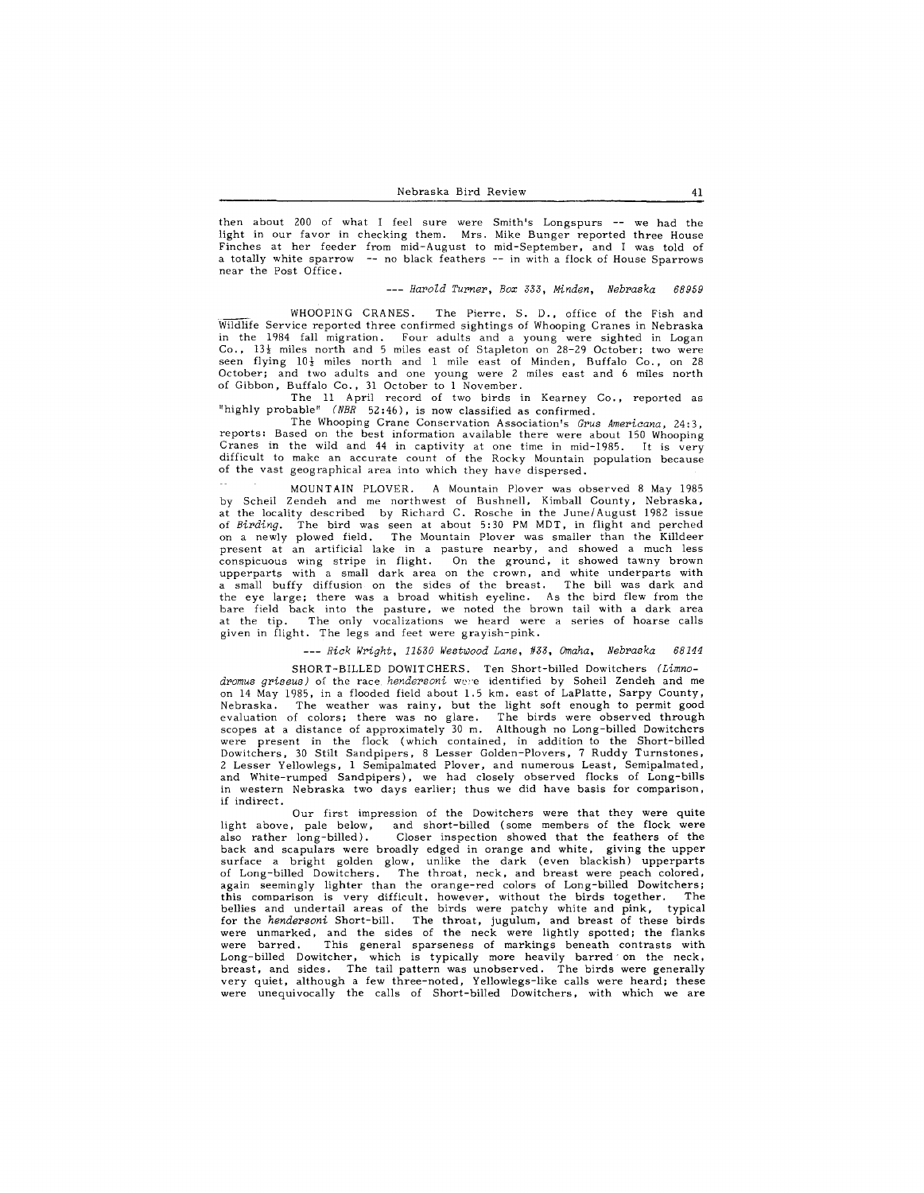then about 200 of what I feel sure were Smith's Longspurs -- we had the light in our favor in checking them. Mrs. Mike Bunger reported three House Finches at her feeder from mid-August to mid-September, and I was told of a totally white sparrow -- no black feathers -- in with a flock of House Sparrows near the Post Office.

--- *Harold Turner, Box 333, Minden, Nebraska 68959*

WHOOPING CRANES. The Pierre, S. D., office of the Fish and Wildlife Service reported three confirmed sightings of Whooping Cranes in Nebraska in the 1984 fall migration. Four adults and a young were sighted in Logan Co., 13½ miles north and 5 miles east of Stapleton on 28-29 October; two were seen flying 10½ miles north and 1 mile east of Minden, Buffalo Co., on 28 October; and two adults and one young were 2 miles east and 6 miles north of Gibbon, Buffalo Co., 31 October to 1 November.

The 11 April record of two birds in Kearney Co., reported as "highly probable" (*NBR* 52:46), is now classified as confirmed.

The Whooping Crane Conservation Association's *Grus Americana*, 24:3, reports: Based on the best information available there were about 150 Whooping Cranes in the wild and 44 in captivity at one time in mid-1985. It is very difficult to make an accurate count of the Rocky Mountain population because of the vast geographical area into which they have dispersed.

MOUNTAIN PLOVER. A Mountain Plover was observed 8 May 1985 by Scheil Zendeh and me northwest of Bushnell, Kimball County, Nebraska, at the locality described by Richard C. Rosche in the June/August 1982 issue of *Birding*. The bird was seen at about 5:30 PM MDT, in flight and perched on a newly plowed field. The Mountain Plover was smaller than the Killdeer present at an artificial lake in a pasture nearby, and showed a much less conspicuous wing stripe in flight. On the ground, it showed tawny brown upperparts with a small dark area on the crown, and white underparts with a small buffy diffusion on the sides of the breast. The bill was dark and the eye large; there was a broad whitish eyeline. As the bird flew from the bare field back into the pasture, we noted the brown tail with a dark area at the tip. The only vocalizations we heard were a series of hoarse calls given in flight. The legs and feet were grayish-pink.

--- *Rick Wright, 11530 Westwood Lane, #33, Omaha, Nebraska 68144*

SHORT-BILLED DOWITCHERS. Ten Short-billed Dowitchers (*Limnodromus griseus*) of the race *hendersoni* were identified by Soheil Zendeh and me on 14 May 1985, in a flooded field about 1.5 km. east of LaPlatte, Sarpy County, Nebraska. The weather was rainy, but the light soft enough to permit good evaluation of colors; there was no glare. The birds were observed through scopes at a distance of approximately 30 m. Although no Long-billed Dowitchers were present in the flock (which contained, in addition to the Short-billed Dowitchers, 30 Stilt Sandpipers, 8 Lesser Golden-Plovers, 7 Ruddy Turnstones, 2 Lesser Yellowlegs, 1 Semipalmated Plover, and numerous Least, Semipalmated, and White-rumped Sandpipers), we had closely observed flocks of Long-bills in western Nebraska two days earlier; thus we did have basis for comparison, if indirect.

Our first impression of the Dowitchers were that they were quite light above, pale below, and short-billed (some members of the flock were also rather long-billed). Closer inspection showed that the feathers of the back and scapulars were broadly edged in orange and white, giving the upper surface a bright golden glow, unlike the dark (even blackish) upperparts of Long-billed Dowitchers. The throat, neck, and breast were peach colored, again seemingly lighter than the orange-red colors of Long-billed Dowitchers; this comparison is very difficult, however, without the birds together. The bellies and undertail areas of the birds were patchy white and pink, typical for the *hendersoni* Short-bill. The throat, jugulum, and breast of these birds were unmarked, and the sides of the neck were lightly spotted; the flanks were barred. This general sparseness of markings beneath contrasts with Long-billed Dowitcher, which is typically more heavily barred on the neck, breast, and sides. The tail pattern was unobserved. The birds were generally very quiet, although a few three-noted, Yellowlegs-like calls were heard; these were unequivocally the calls of Short-billed Dowitchers, with which we are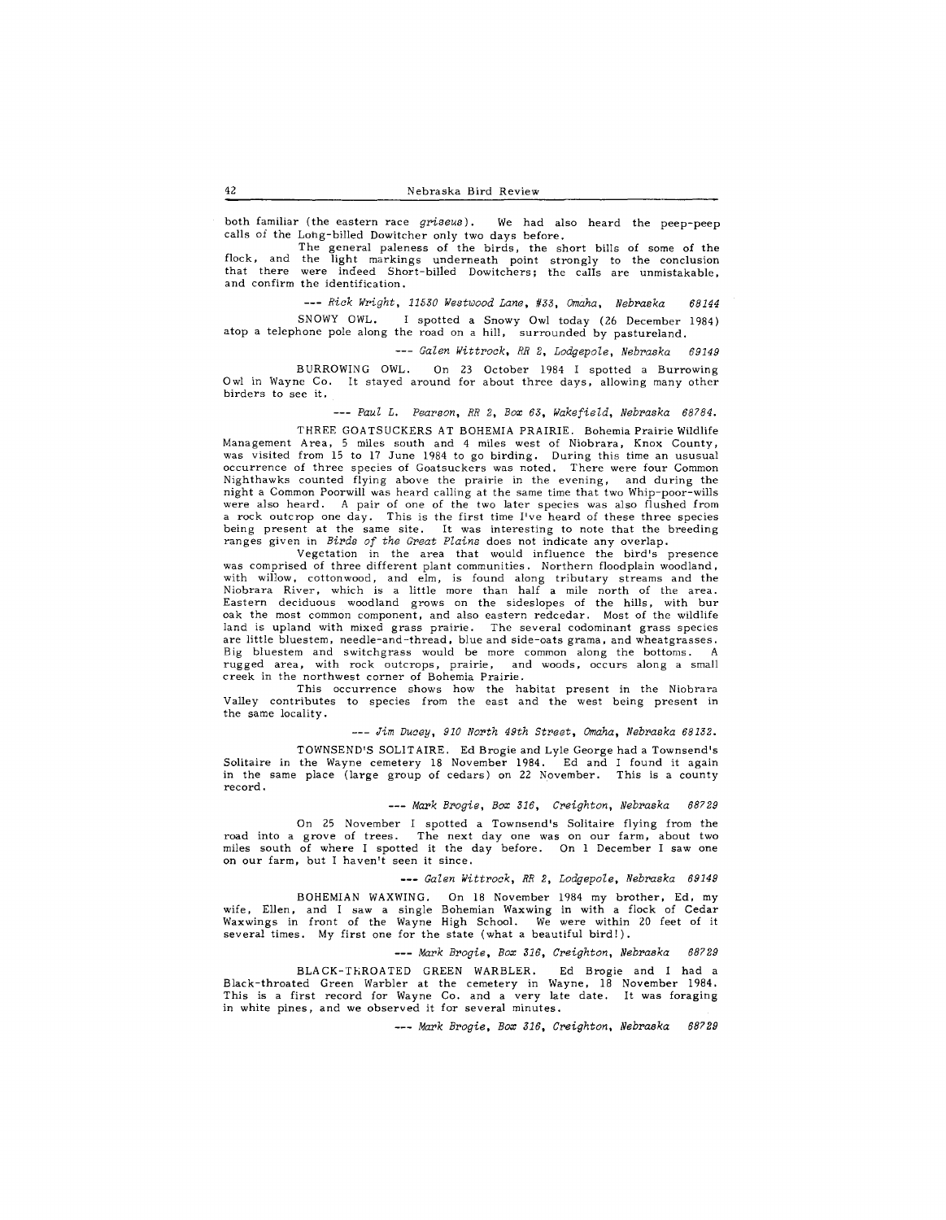both familiar (the eastern race *griseus*). We had also heard the peep-peep calls of the Long-billed Dowitcher only two days before.

The general paleness of the birds, the short bills of some of the flock, and the light markings underneath point strongly to the conclusion that there were indeed Short-billed Dowitchers; the calls are unmistakable, and confirm the identification.

--- *Rick Wright, 11530 Westwood Lane, #33, Omaha, Nebraska 68144*

SNOWY OWL. I spotted a Snowy Owl today (26 December 1984) atop a telephone pole along the road on a hill, surrounded by pastureland.

--- *Galen Wittrock, RR 2, Lodgepole, Nebraska 69149*

BURROWING OWL. On 23 October 1984 I spotted a Burrowing Owl in Wayne Co. It stayed around for about three days, allowing many other birders to see it.

--- *Paul L. Pearson, RR 2, Box 63, Wakefield, Nebraska 68784.*

THREE GOATSUCKERS AT BOHEMIA PRAIRIE. Bohemia Prairie Wildlife Management Area, 5 miles south and 4 miles west of Niobrara, Knox County, was visited from 15 to 17 June 1984 to go birding. During this time an ususual occurrence of three species of Goatsuckers was noted. There were four Common Nighthawks counted flying above the prairie in the evening, and during the night a Common Poorwill was heard calling at the same time that two Whip-poor-wills were also heard. A pair of one of the two later species was also flushed from a rock outcrop one day. This is the first time I've heard of these three species being present at the same site. It was interesting to note that the breeding ranges given in *Birds of the Great Plains* does not indicate any overlap.

Vegetation in the area that would influence the bird's presence was comprised of three different plant communities. Northern floodplain woodland, with willow, cottonwood, and elm, is found along tributary streams and the Niobrara River, which is a little more than half a mile north of the area. Eastern deciduous woodland grows on the sideslopes of the hills, with bur oak the most common component, and also eastern redcedar. Most of the wildlife land is upland with mixed grass prairie. The several codominant grass species are little bluestem, needle-and-thread, blue and side-oats grama, and wheatgrasses. Big bluestem and switchgrass would be more common along the bottoms. A rugged area, with rock outcrops, prairie, and woods, occurs along a small creek in the northwest corner of Bohemia Prairie.

This occurrence shows how the habitat present in the Niobrara Valley contributes to species from the east and the west being present in the same locality.

--- *Jim Ducey, 910 North 49th Street, Omaha, Nebraska 68132.*

TOWNSEND'S SOLITAIRE. Ed Brogie and Lyle George had a Townsend's Solitaire in the Wayne cemetery 18 November 1984. Ed and I found it again in the same place (large group of cedars) on 22 November. This is a county record.

--- *Mark Brogie, Box 316, Creighton, Nebraska 68729*

On 25 November I spotted a Townsend's Solitaire flying from the road into a grove of trees. The next day one was on our farm, about two miles south of where I spotted it the day before. On 1 December I saw one on our farm, but I haven't seen it since.

--- *Galen Wittrock, RR 2, Lodgepole, Nebraska 69149*

BOHEMIAN WAXWING. On 18 November 1984 my brother, Ed, my wife, Ellen, and I saw a single Bohemian Waxwing in with a flock of Cedar Waxwings in front of the Wayne High School. We were within 20 feet of it several times. My first one for the state (what a beautiful bird!).

--- *Mark Brogie, Box 316, Creighton, Nebraska 68729*

BLACK-THROATED GREEN WARBLER. Ed Brogie and I had a Black-throated Green Warbler at the cemetery in Wayne, 18 November 1984. This is a first record for Wayne Co. and a very late date. It was foraging in white pines, and we observed it for several minutes.

--- *Mark Brogie, Box 316, Creighton, Nebraska 68729*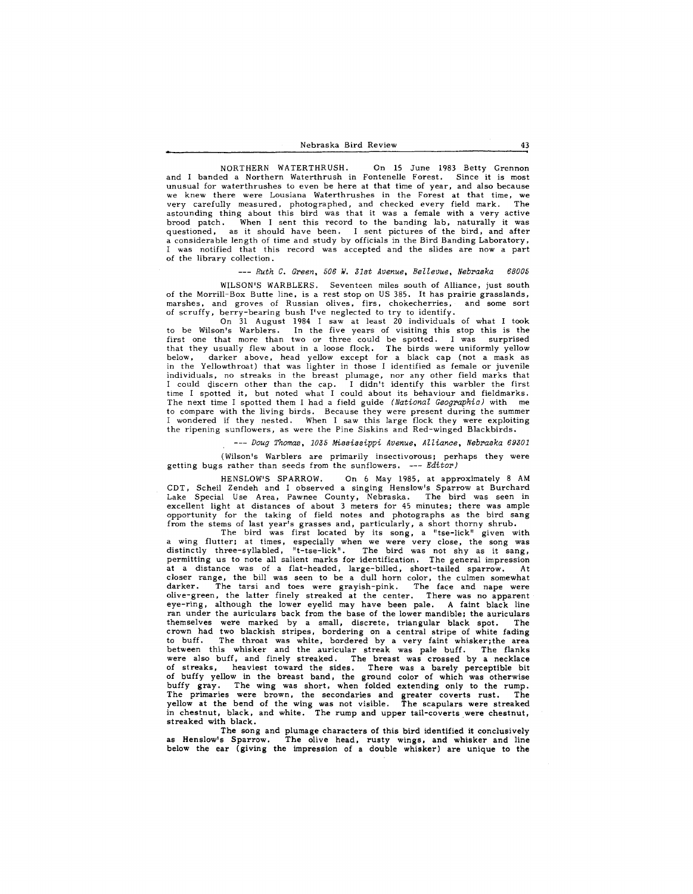NORTHERN WATERTHRUSH. On 15 June 1983 Betty Grennon and I banded a Northern Waterthrush in Fontenelle Forest. Since it is most unusual for waterthrushes to even be here at that time of year, and also because we knew there were Lousiana Waterthrushes in the Forest at that time, we very carefully measured, photographed, and checked every field mark. The astounding thing about this bird was that it was a female with a very active brood patch. When I sent this record to the banding lab, naturally it was questioned, as it should have been. I sent pictures of the bird, and after a considerable length of time and study by officials in the Bird Banding Laboratory, I was notified that this record was accepted and the slides are now a part of the library collection.

--- *Ruth C. Green, 506 W. 31st Avenue, Bellevue, Nebraska 68005*

WILSON'S WARBLERS. Seventeen miles south of Alliance, just south of the Morrill-Box Butte line, is a rest stop on US 385. It has prairie grasslands, marshes, and groves of Russian olives, firs, chokecherries, and some sort of scruffy, berry-bearing bush I've neglected to try to identify.

On 31 August 1984 I saw at least 20 individuals of what I took to be Wilson's Warblers. In the five years of visiting this stop this is the first one that more than two or three could be spotted. I was surprised that they usually flew about in a loose flock. The birds were uniformly yellow below, darker above, head yellow except for a black cap (not a mask as in the Yellowthroat) that was lighter in those I identified as female or juvenile individuals, no streaks in the breast plumage, nor any other field marks that I could discern other than the cap. I didn't identify this warbler the first time I spotted it, but noted what I could about its behaviour and fieldmarks. The next time I spotted them I had a field guide (*National Geographic*) with me to compare with the living birds. Because they were present during the summer I wondered if they nested. When I saw this large flock they were exploiting the ripening sunflowers, as were the Pine Siskins and Red-winged Blackbirds.

--- *Doug Thomas, 1035 Mississippi Avenue, Alliance, Nebraska 69301*

(Wilson's Warblers are primarily insectivorous; perhaps they were getting bugs rather than seeds from the sunflowers. --- *Editor*)

HENSLOW'S SPARROW. On 6 May 1985, at approximately 8 AM CDT, Scheil Zendeh and I observed a singing Henslow's Sparrow at Burchard Lake Special Use Area, Pawnee County, Nebraska. The bird was seen in excellent light at distances of about 3 meters for 45 minutes; there was ample opportunity for the taking of field notes and photographs as the bird sang from the stems of last year's grasses and, particularly, a short thorny shrub.

The bird was first located by its song, a "tse-lick" given with a wing flutter; at times, especially when we were very close, the song was distinctly three-syllabled, "t-tse-lick". The bird was not shy as it sang, permitting us to note all salient marks for identification. The general impression at a distance was of a flat-headed, large-billed, short-tailed sparrow. At closer range, the bill was seen to be a dull horn color, the culmen somewhat darker. The tarsi and toes were grayish-pink. The face and nape were olive-green, the latter finely streaked at the center. There was no apparent eye-ring, although the lower eyelid may have been pale. A faint black line ran under the auriculars back from the base of the lower mandible; the auriculars themselves were marked by a small, discrete, triangular black spot. The crown had two blackish stripes, bordering on a central stripe of white fading to buff. The throat was white, bordered by a very faint whisker; the area between this whisker and the auricular streak was pale buff. The flanks were also buff, and finely streaked. The breast was crossed by a necklace of streaks, heaviest toward the sides. There was a barely perceptible bit of buffy yellow in the breast band, the ground color of which was otherwise buffy gray. The wing was short, when folded extending only to the rump. The primaries were brown, the secondaries and greater coverts rust. The yellow at the bend of the wing was not visible. The scapulars were streaked in chestnut, black, and white. The rump and upper tail-coverts were chestnut, streaked with black.

The song and plumage characters of this bird identified it conclusively as Henslow's Sparrow. The olive head, rusty wings, and whisker and line below the ear (giving the impression of a double whisker) are unique to the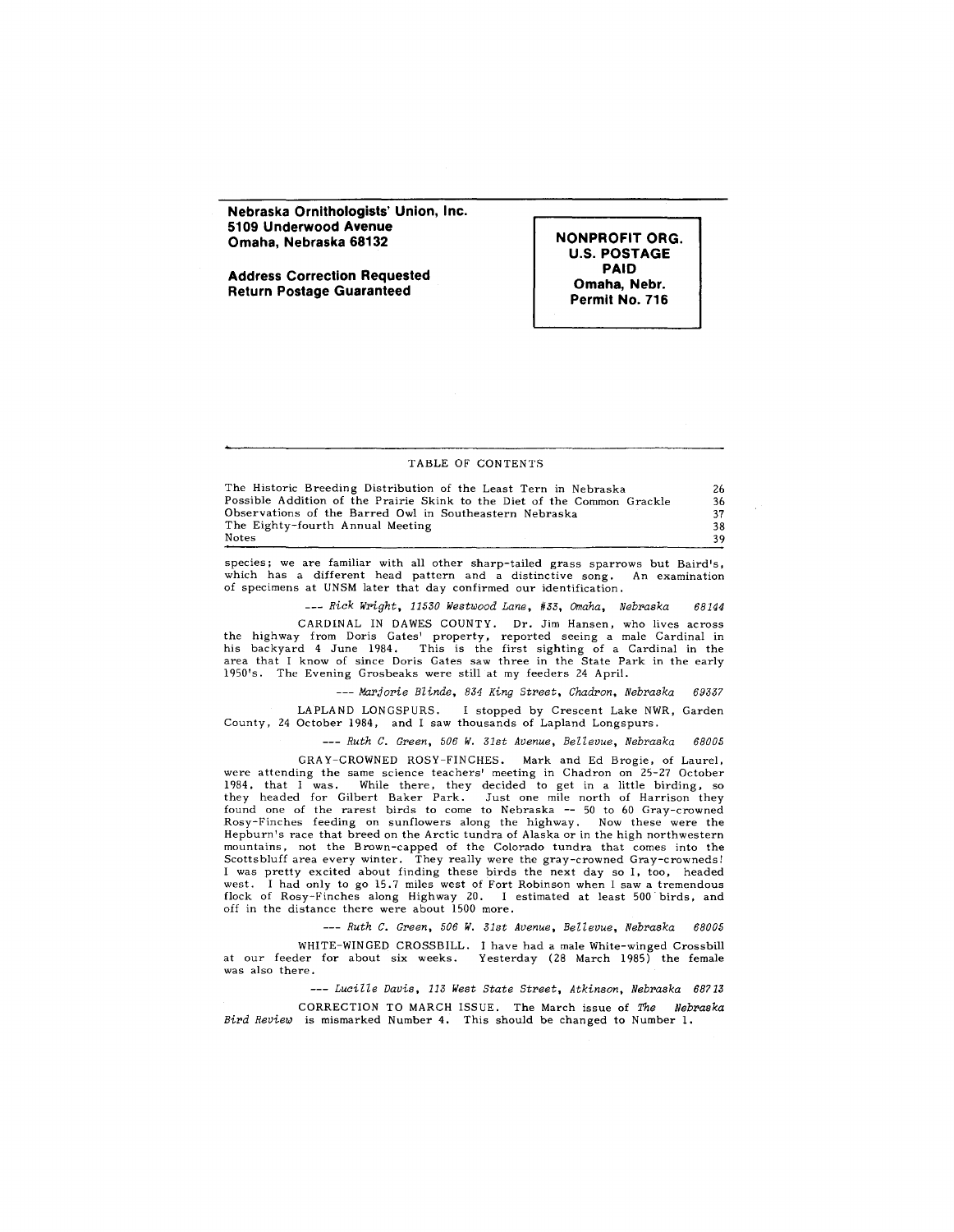**Nebraska Ornithologists' Union, Inc.**
**5109 Underwood Avenue**
**Omaha, Nebraska 68132**

**Address Correction Requested**
**Return Postage Guaranteed**

**NONPROFIT ORG.**
**U.S. POSTAGE**
**PAID**
**Omaha, Nebr.**
**Permit No. 716**

TABLE OF CONTENTS

| | |
|---|---|
| The Historic Breeding Distribution of the Least Tern in Nebraska | 26 |
| Possible Addition of the Prairie Skink to the Diet of the Common Grackle | 36 |
| Observations of the Barred Owl in Southeastern Nebraska | 37 |
| The Eighty-fourth Annual Meeting | 38 |
| Notes | 39 |

species; we are familiar with all other sharp-tailed grass sparrows but Baird's, which has a different head pattern and a distinctive song. An examination of specimens at UNSM later that day confirmed our identification.

--- *Rick Wright, 11530 Westwood Lane, #33, Omaha, Nebraska 68144*

CARDINAL IN DAWES COUNTY. Dr. Jim Hansen, who lives across the highway from Doris Gates' property, reported seeing a male Cardinal in his backyard 4 June 1984. This is the first sighting of a Cardinal in the area that I know of since Doris Gates saw three in the State Park in the early 1950's. The Evening Grosbeaks were still at my feeders 24 April.

--- *Marjorie Blinde, 834 King Street, Chadron, Nebraska 69337*

LAPLAND LONGSPURS. I stopped by Crescent Lake NWR, Garden County, 24 October 1984, and I saw thousands of Lapland Longspurs.

--- *Ruth C. Green, 506 W. 31st Avenue, Bellevue, Nebraska 68005*

GRAY-CROWNED ROSY-FINCHES. Mark and Ed Brogie, of Laurel, were attending the same science teachers' meeting in Chadron on 25-27 October 1984, that I was. While there, they decided to get in a little birding, so they headed for Gilbert Baker Park. Just one mile north of Harrison they found one of the rarest birds to come to Nebraska -- 50 to 60 Gray-crowned Rosy-Finches feeding on sunflowers along the highway. Now these were the Hepburn's race that breed on the Arctic tundra of Alaska or in the high northwestern mountains, not the Brown-capped of the Colorado tundra that comes into the Scottsbluff area every winter. They really were the gray-crowned Gray-crowneds! I was pretty excited about finding these birds the next day so I, too, headed west. I had only to go 15.7 miles west of Fort Robinson when I saw a tremendous flock of Rosy-Finches along Highway 20. I estimated at least 500 birds, and off in the distance there were about 1500 more.

--- *Ruth C. Green, 506 W. 31st Avenue, Bellevue, Nebraska 68005*

WHITE-WINGED CROSSBILL. I have had a male White-winged Crossbill at our feeder for about six weeks. Yesterday (28 March 1985) the female was also there.

--- *Lucille Davis, 113 West State Street, Atkinson, Nebraska 68713*

CORRECTION TO MARCH ISSUE. The March issue of *The Nebraska Bird Review* is mismarked Number 4. This should be changed to Number 1.